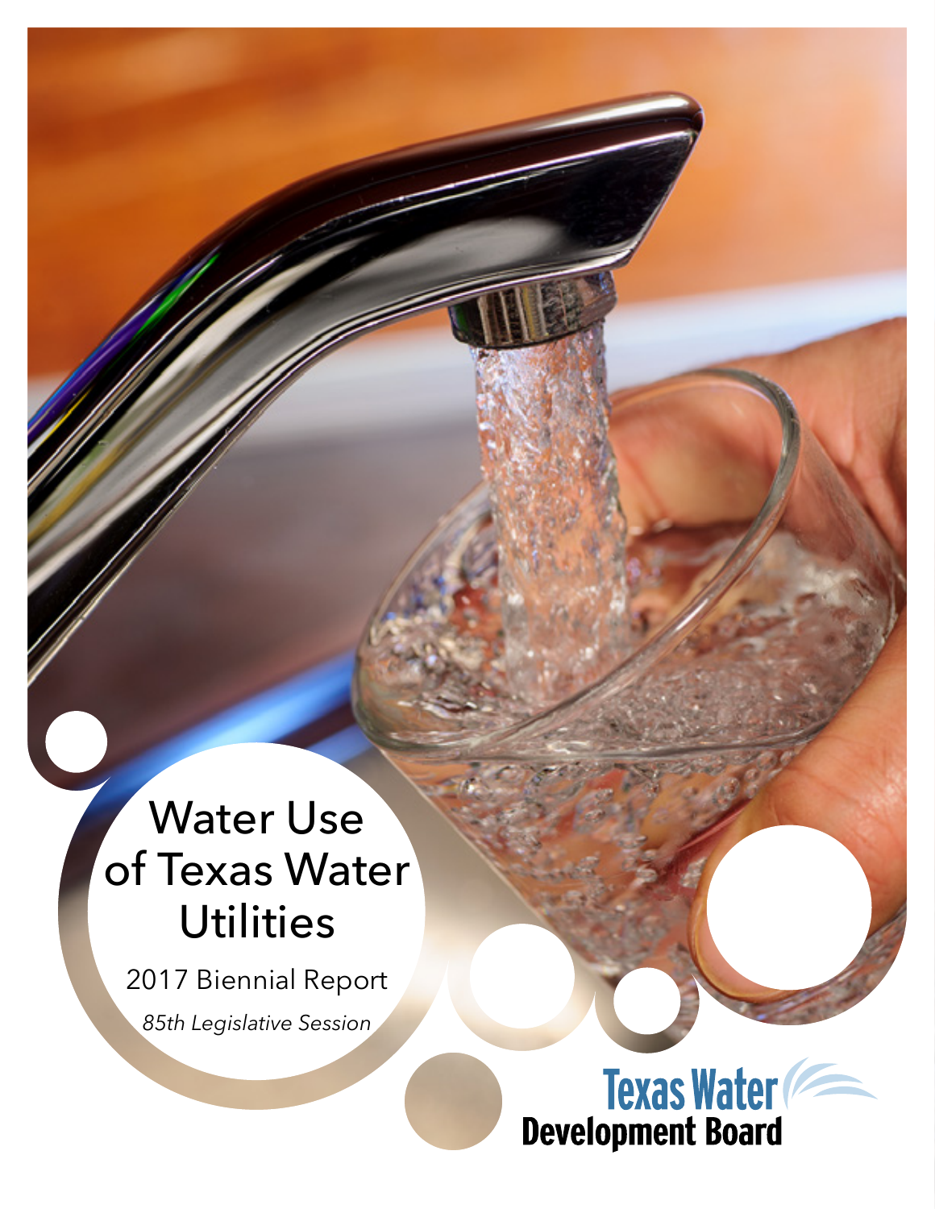# Water Use of Texas Water Utilities

2017 Biennial Report

*85th Legislative Session*

Texas Water Development Board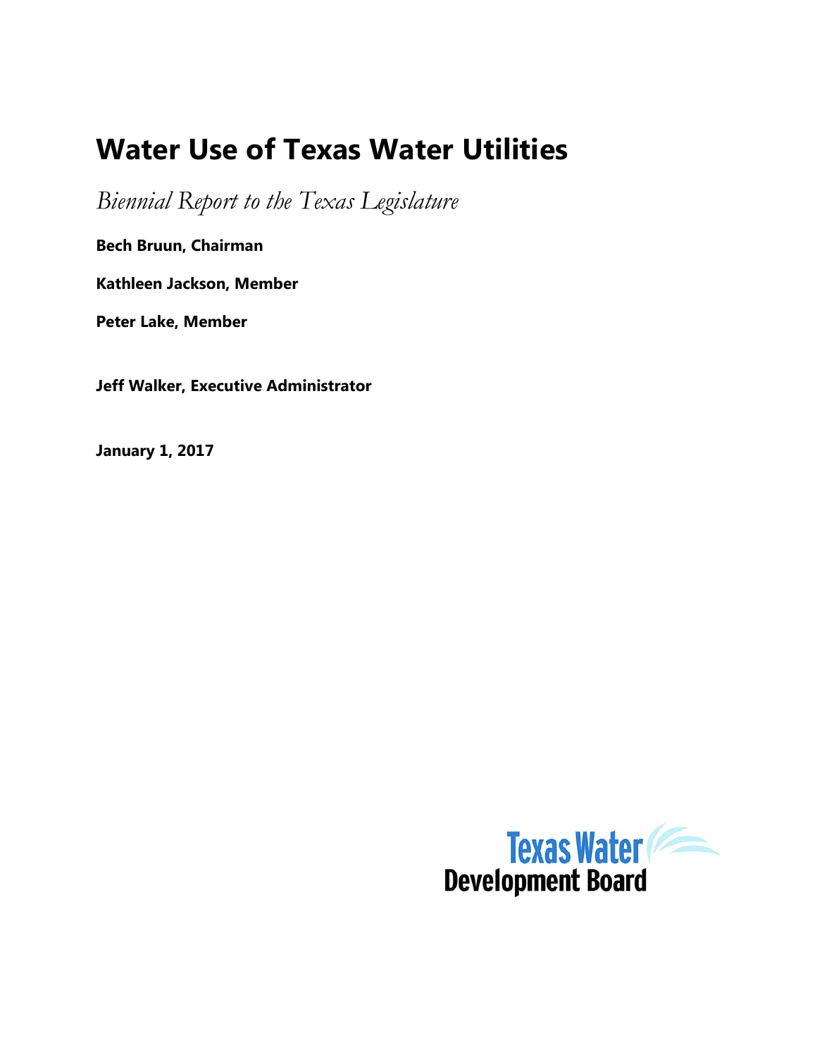# Water Use of Texas Water Utilities

*Biennial Report to the Texas Legislature*

**Bech Bruun, Chairman**

**Kathleen Jackson, Member**

**Peter Lake, Member**

**Jeff Walker, Executive Administrator**

**January 1, 2017**

Texas Water Development Board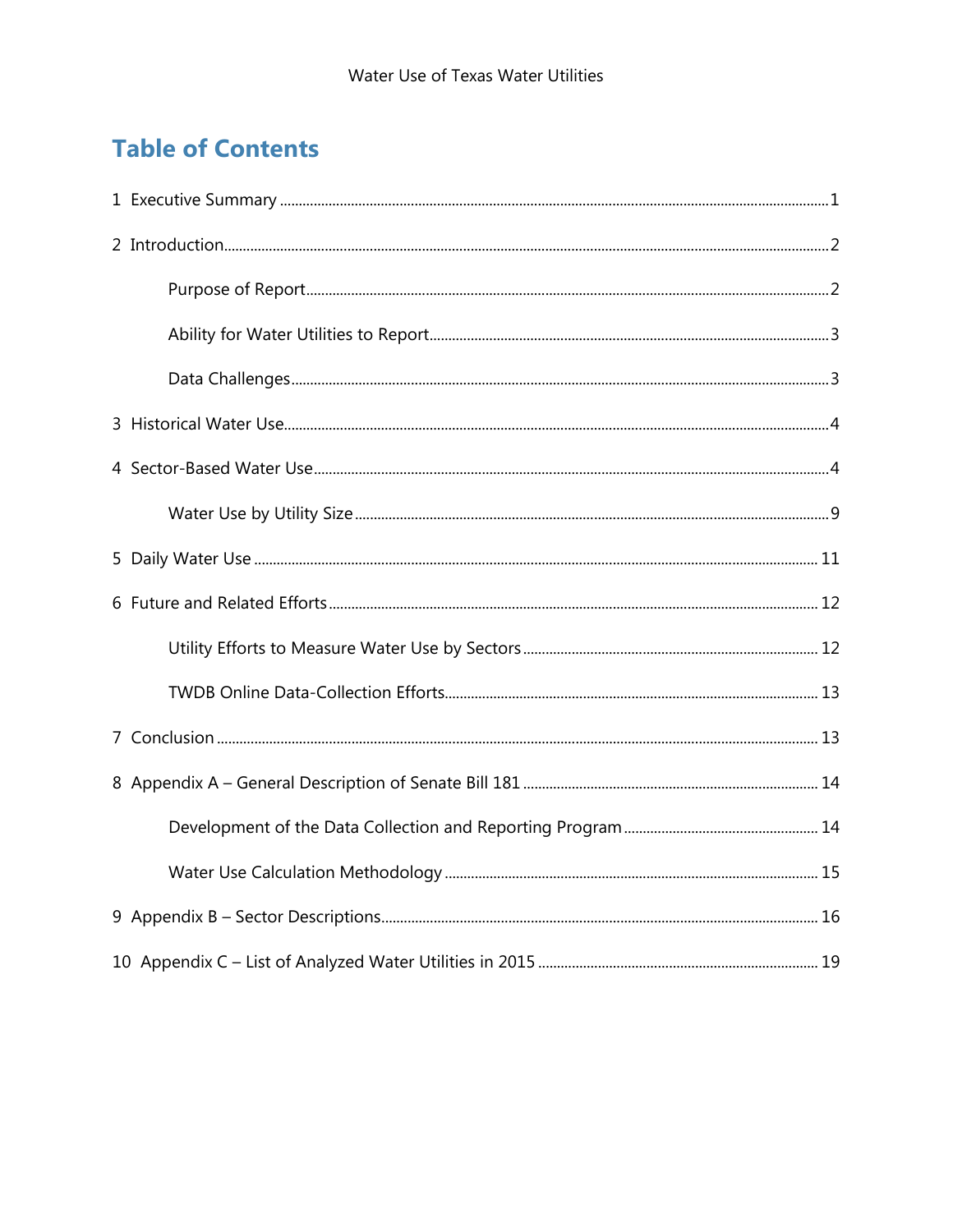# Table of Contents

1 Executive Summary ........................................................................................................ 1

2 Introduction.................................................................................................................. 2

- Purpose of Report ......................................................................................................... 2
- Ability for Water Utilities to Report ............................................................................... 3
- Data Challenges ............................................................................................................ 3

3 Historical Water Use...................................................................................................... 4

4 Sector-Based Water Use................................................................................................. 4

- Water Use by Utility Size ............................................................................................... 9

5 Daily Water Use ........................................................................................................... 11

6 Future and Related Efforts ........................................................................................... 12

- Utility Efforts to Measure Water Use by Sectors ........................................................ 12
- TWDB Online Data-Collection Efforts.......................................................................... 13

7 Conclusion ................................................................................................................... 13

8 Appendix A – General Description of Senate Bill 181 ................................................. 14

- Development of the Data Collection and Reporting Program .................................... 14
- Water Use Calculation Methodology ........................................................................... 15

9 Appendix B – Sector Descriptions................................................................................ 16

10 Appendix C – List of Analyzed Water Utilities in 2015 .............................................. 19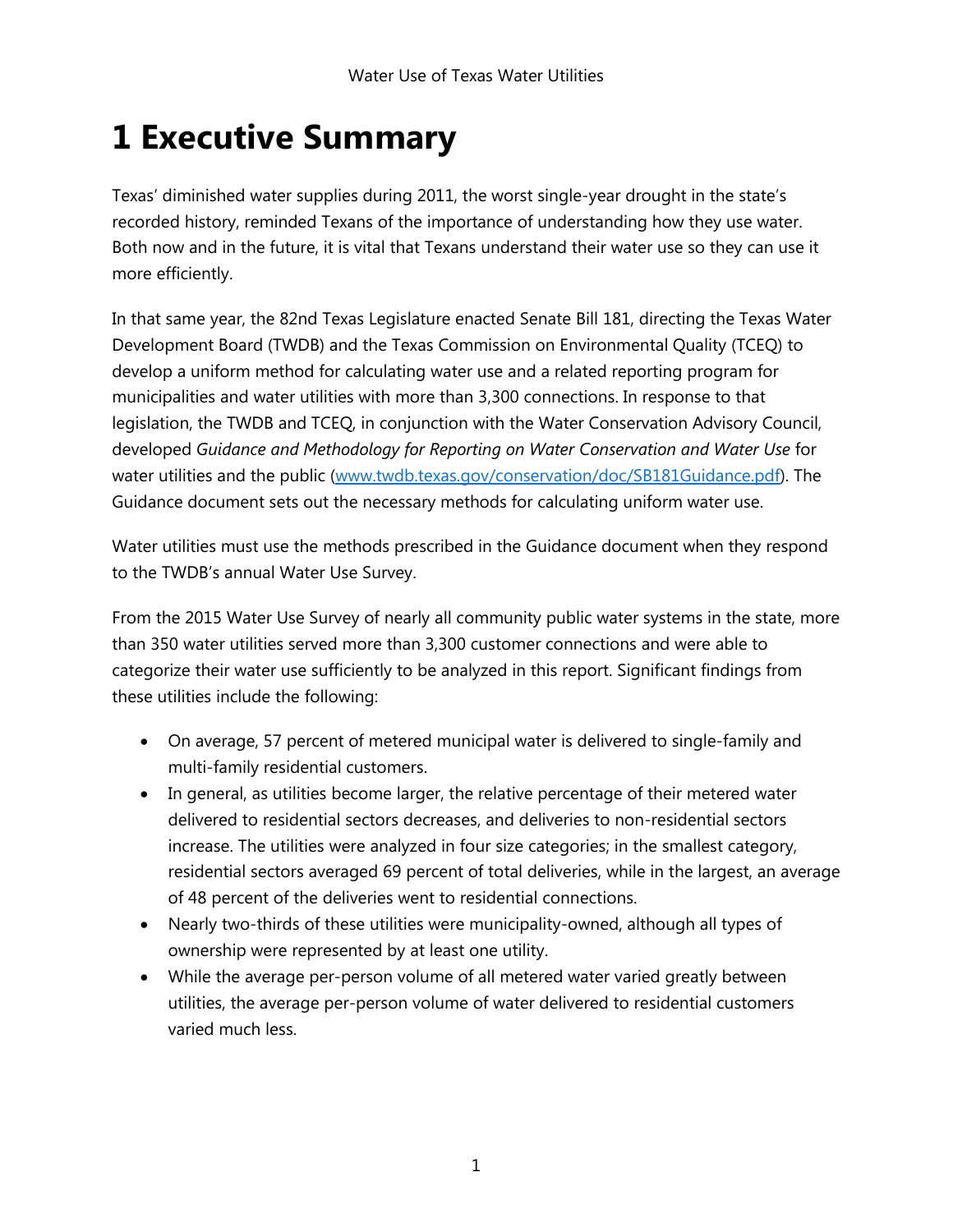# 1 Executive Summary

Texas' diminished water supplies during 2011, the worst single-year drought in the state's recorded history, reminded Texans of the importance of understanding how they use water. Both now and in the future, it is vital that Texans understand their water use so they can use it more efficiently.

In that same year, the 82nd Texas Legislature enacted Senate Bill 181, directing the Texas Water Development Board (TWDB) and the Texas Commission on Environmental Quality (TCEQ) to develop a uniform method for calculating water use and a related reporting program for municipalities and water utilities with more than 3,300 connections. In response to that legislation, the TWDB and TCEQ, in conjunction with the Water Conservation Advisory Council, developed *Guidance and Methodology for Reporting on Water Conservation and Water Use* for water utilities and the public ([www.twdb.texas.gov/conservation/doc/SB181Guidance.pdf](www.twdb.texas.gov/conservation/doc/SB181Guidance.pdf)). The Guidance document sets out the necessary methods for calculating uniform water use.

Water utilities must use the methods prescribed in the Guidance document when they respond to the TWDB's annual Water Use Survey.

From the 2015 Water Use Survey of nearly all community public water systems in the state, more than 350 water utilities served more than 3,300 customer connections and were able to categorize their water use sufficiently to be analyzed in this report. Significant findings from these utilities include the following:

- On average, 57 percent of metered municipal water is delivered to single-family and multi-family residential customers.
- In general, as utilities become larger, the relative percentage of their metered water delivered to residential sectors decreases, and deliveries to non-residential sectors increase. The utilities were analyzed in four size categories; in the smallest category, residential sectors averaged 69 percent of total deliveries, while in the largest, an average of 48 percent of the deliveries went to residential connections.
- Nearly two-thirds of these utilities were municipality-owned, although all types of ownership were represented by at least one utility.
- While the average per-person volume of all metered water varied greatly between utilities, the average per-person volume of water delivered to residential customers varied much less.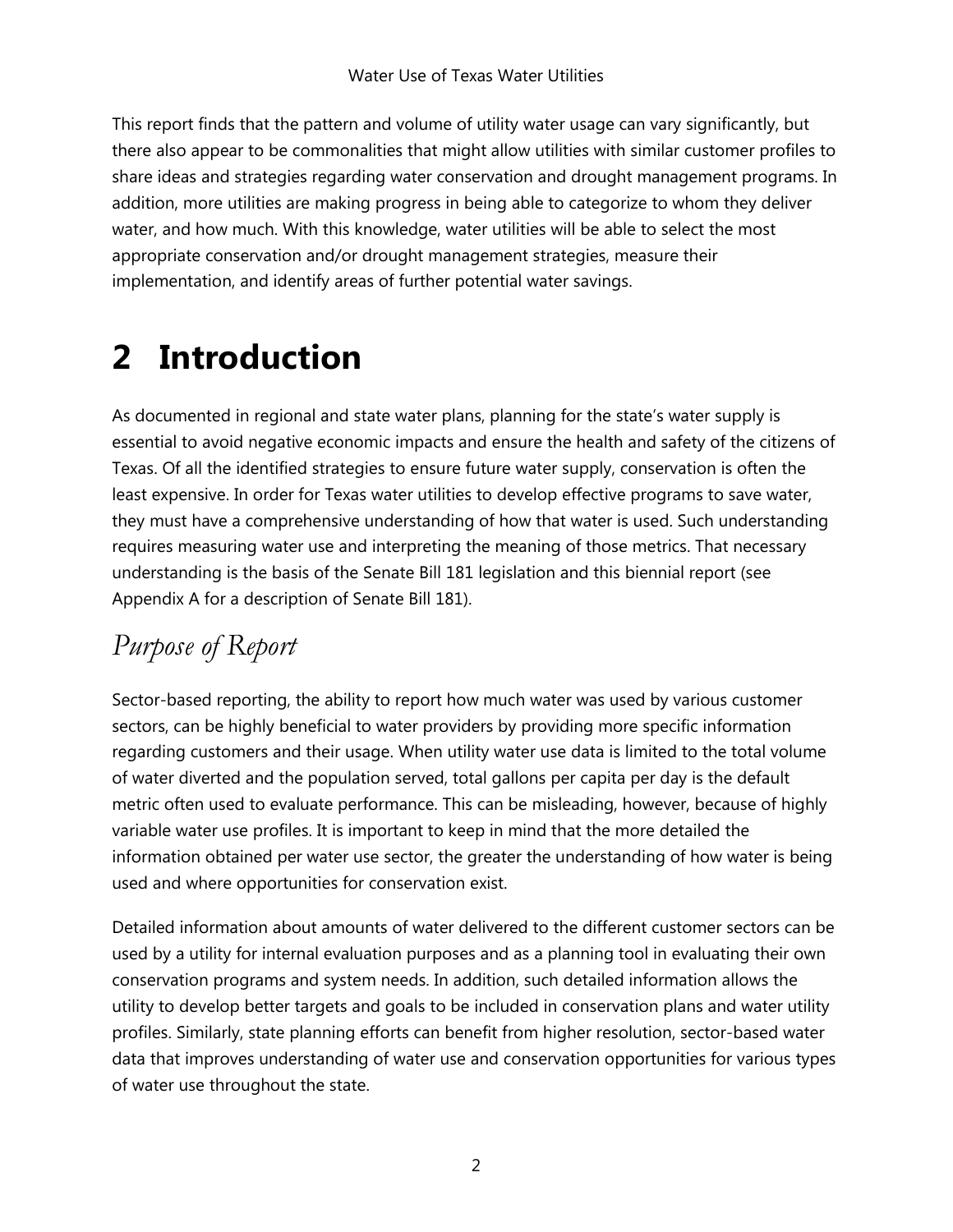This report finds that the pattern and volume of utility water usage can vary significantly, but there also appear to be commonalities that might allow utilities with similar customer profiles to share ideas and strategies regarding water conservation and drought management programs. In addition, more utilities are making progress in being able to categorize to whom they deliver water, and how much. With this knowledge, water utilities will be able to select the most appropriate conservation and/or drought management strategies, measure their implementation, and identify areas of further potential water savings.

# 2 Introduction

As documented in regional and state water plans, planning for the state's water supply is essential to avoid negative economic impacts and ensure the health and safety of the citizens of Texas. Of all the identified strategies to ensure future water supply, conservation is often the least expensive. In order for Texas water utilities to develop effective programs to save water, they must have a comprehensive understanding of how that water is used. Such understanding requires measuring water use and interpreting the meaning of those metrics. That necessary understanding is the basis of the Senate Bill 181 legislation and this biennial report (see Appendix A for a description of Senate Bill 181).

## *Purpose of Report*

Sector-based reporting, the ability to report how much water was used by various customer sectors, can be highly beneficial to water providers by providing more specific information regarding customers and their usage. When utility water use data is limited to the total volume of water diverted and the population served, total gallons per capita per day is the default metric often used to evaluate performance. This can be misleading, however, because of highly variable water use profiles. It is important to keep in mind that the more detailed the information obtained per water use sector, the greater the understanding of how water is being used and where opportunities for conservation exist.

Detailed information about amounts of water delivered to the different customer sectors can be used by a utility for internal evaluation purposes and as a planning tool in evaluating their own conservation programs and system needs. In addition, such detailed information allows the utility to develop better targets and goals to be included in conservation plans and water utility profiles. Similarly, state planning efforts can benefit from higher resolution, sector-based water data that improves understanding of water use and conservation opportunities for various types of water use throughout the state.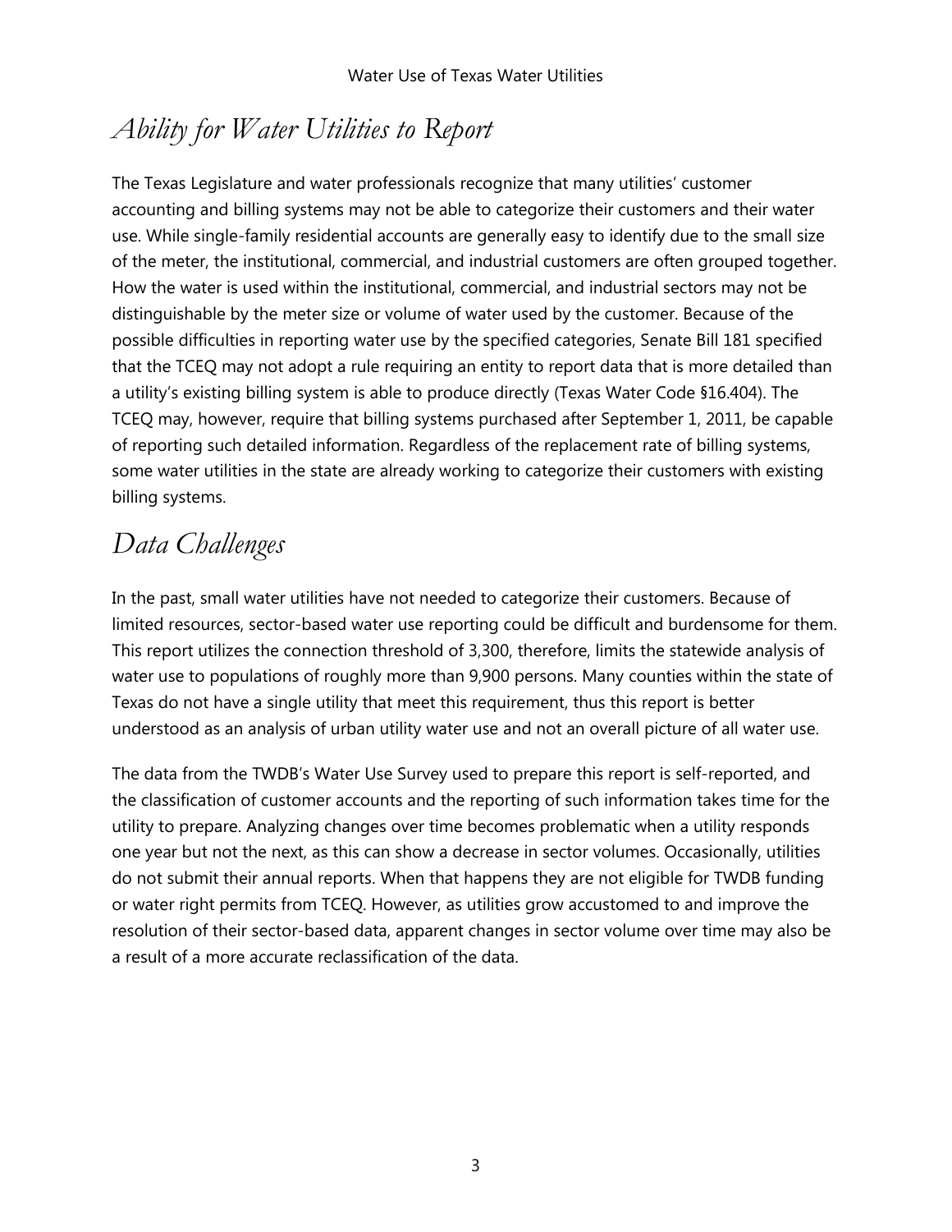## *Ability for Water Utilities to Report*

The Texas Legislature and water professionals recognize that many utilities' customer accounting and billing systems may not be able to categorize their customers and their water use. While single-family residential accounts are generally easy to identify due to the small size of the meter, the institutional, commercial, and industrial customers are often grouped together. How the water is used within the institutional, commercial, and industrial sectors may not be distinguishable by the meter size or volume of water used by the customer. Because of the possible difficulties in reporting water use by the specified categories, Senate Bill 181 specified that the TCEQ may not adopt a rule requiring an entity to report data that is more detailed than a utility's existing billing system is able to produce directly (Texas Water Code §16.404). The TCEQ may, however, require that billing systems purchased after September 1, 2011, be capable of reporting such detailed information. Regardless of the replacement rate of billing systems, some water utilities in the state are already working to categorize their customers with existing billing systems.

## *Data Challenges*

In the past, small water utilities have not needed to categorize their customers. Because of limited resources, sector-based water use reporting could be difficult and burdensome for them. This report utilizes the connection threshold of 3,300, therefore, limits the statewide analysis of water use to populations of roughly more than 9,900 persons. Many counties within the state of Texas do not have a single utility that meet this requirement, thus this report is better understood as an analysis of urban utility water use and not an overall picture of all water use.

The data from the TWDB's Water Use Survey used to prepare this report is self-reported, and the classification of customer accounts and the reporting of such information takes time for the utility to prepare. Analyzing changes over time becomes problematic when a utility responds one year but not the next, as this can show a decrease in sector volumes. Occasionally, utilities do not submit their annual reports. When that happens they are not eligible for TWDB funding or water right permits from TCEQ. However, as utilities grow accustomed to and improve the resolution of their sector-based data, apparent changes in sector volume over time may also be a result of a more accurate reclassification of the data.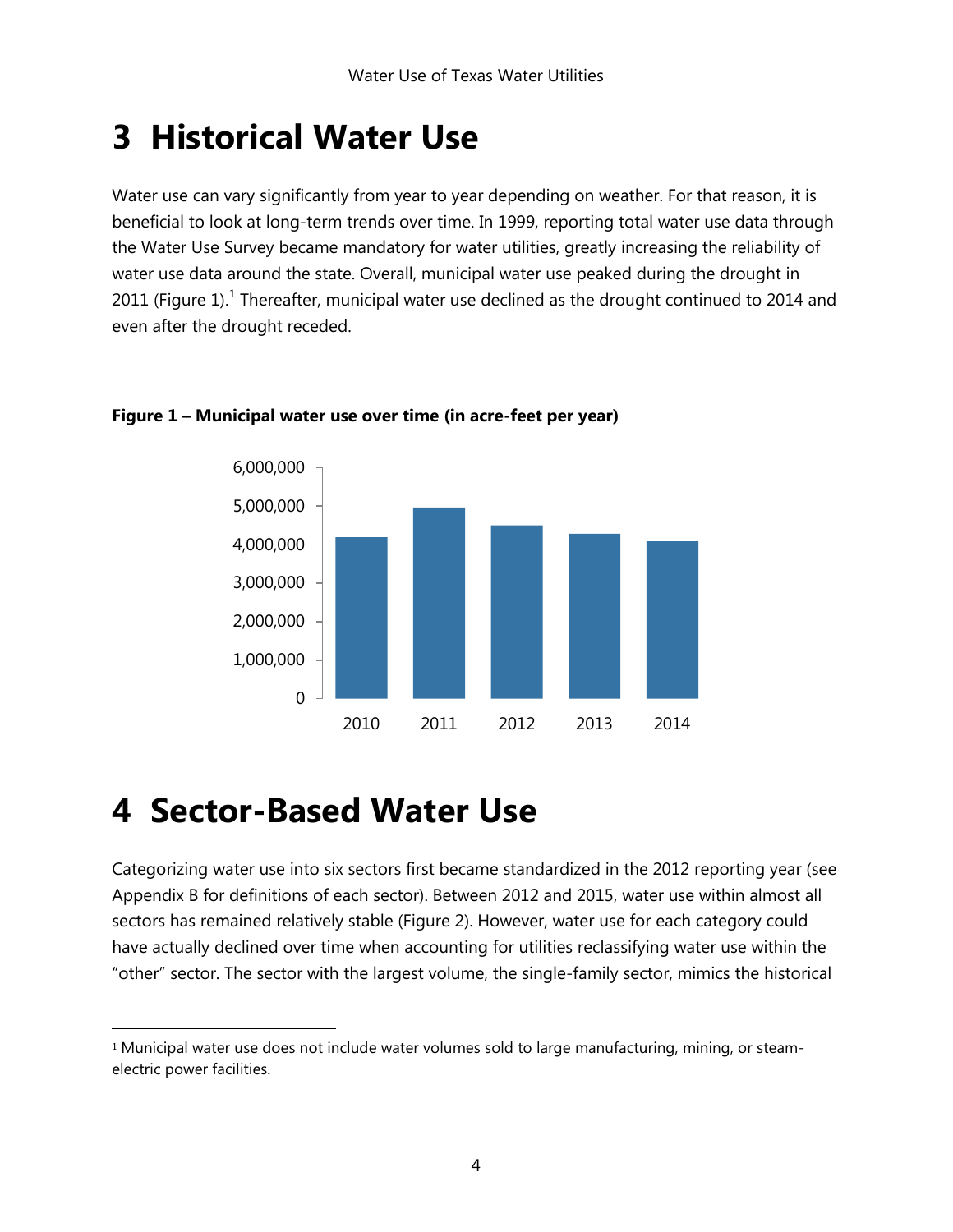# 3 Historical Water Use

Water use can vary significantly from year to year depending on weather. For that reason, it is beneficial to look at long-term trends over time. In 1999, reporting total water use data through the Water Use Survey became mandatory for water utilities, greatly increasing the reliability of water use data around the state. Overall, municipal water use peaked during the drought in 2011 (Figure 1).[1] Thereafter, municipal water use declined as the drought continued to 2014 and even after the drought receded.

**Figure 1 – Municipal water use over time (in acre-feet per year)**

# 4 Sector-Based Water Use

Categorizing water use into six sectors first became standardized in the 2012 reporting year (see Appendix B for definitions of each sector). Between 2012 and 2015, water use within almost all sectors has remained relatively stable (Figure 2). However, water use for each category could have actually declined over time when accounting for utilities reclassifying water use within the "other" sector. The sector with the largest volume, the single-family sector, mimics the historical

[1] Municipal water use does not include water volumes sold to large manufacturing, mining, or steam-electric power facilities.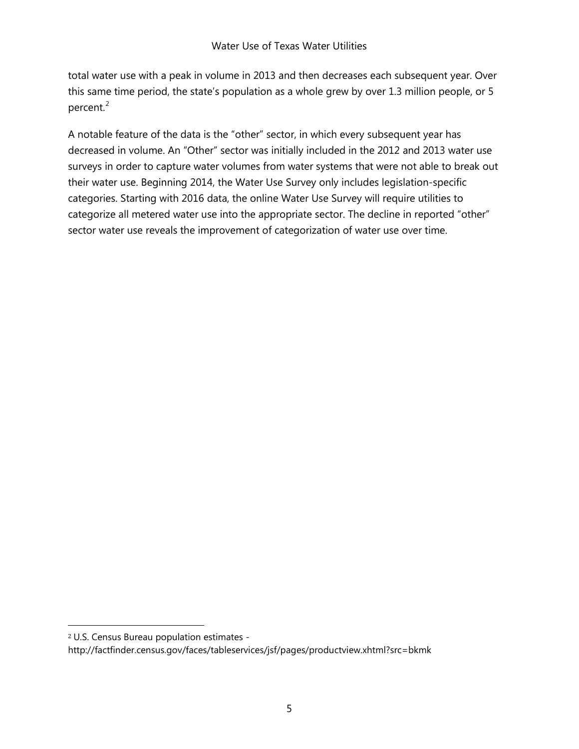total water use with a peak in volume in 2013 and then decreases each subsequent year. Over this same time period, the state's population as a whole grew by over 1.3 million people, or 5 percent.[2]

A notable feature of the data is the "other" sector, in which every subsequent year has decreased in volume. An "Other" sector was initially included in the 2012 and 2013 water use surveys in order to capture water volumes from water systems that were not able to break out their water use. Beginning 2014, the Water Use Survey only includes legislation-specific categories. Starting with 2016 data, the online Water Use Survey will require utilities to categorize all metered water use into the appropriate sector. The decline in reported "other" sector water use reveals the improvement of categorization of water use over time.

---

[2] U.S. Census Bureau population estimates - http://factfinder.census.gov/faces/tableservices/jsf/pages/productview.xhtml?src=bkmk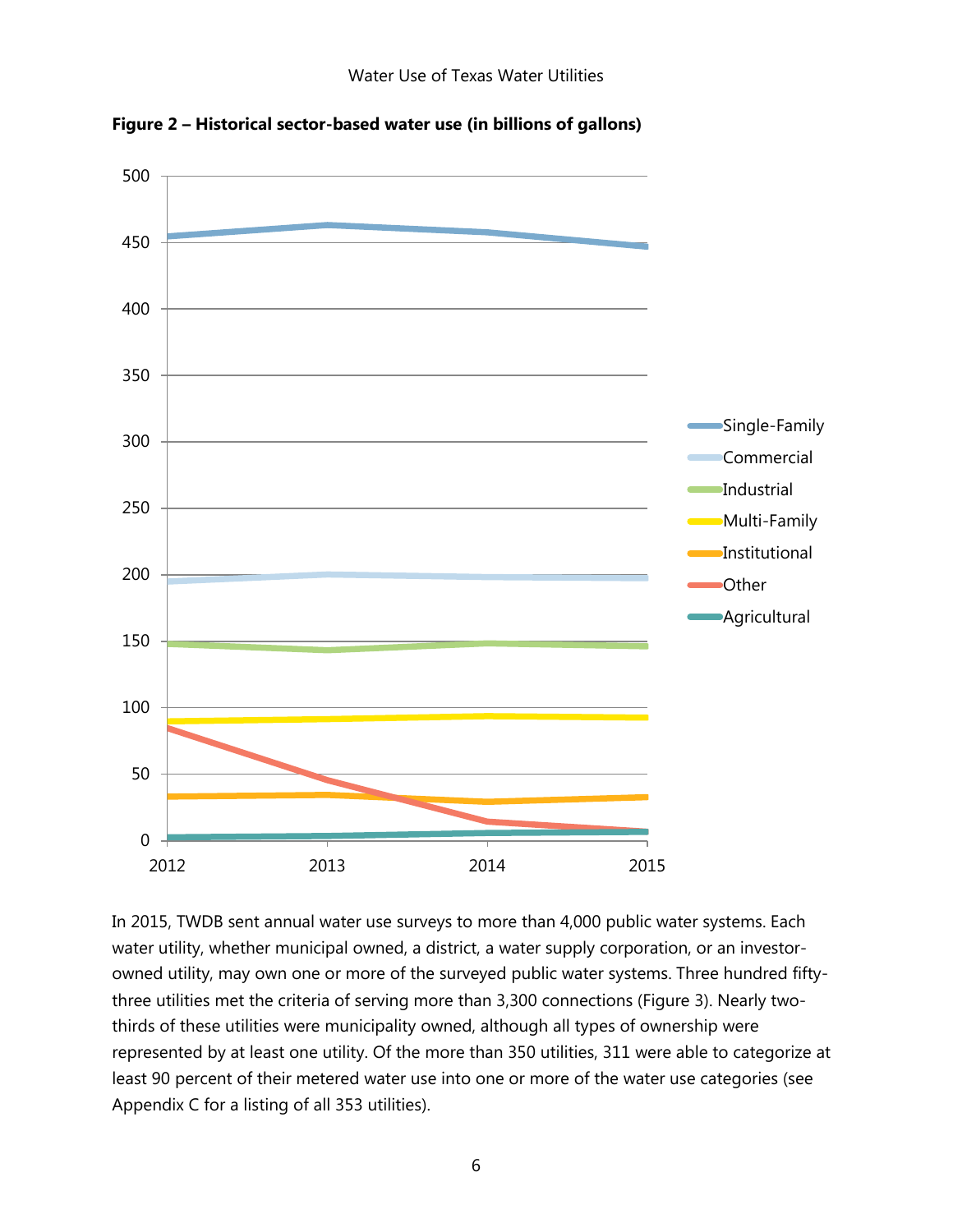**Figure 2 – Historical sector-based water use (in billions of gallons)**

In 2015, TWDB sent annual water use surveys to more than 4,000 public water systems. Each water utility, whether municipal owned, a district, a water supply corporation, or an investor-owned utility, may own one or more of the surveyed public water systems. Three hundred fifty-three utilities met the criteria of serving more than 3,300 connections (Figure 3). Nearly two-thirds of these utilities were municipality owned, although all types of ownership were represented by at least one utility. Of the more than 350 utilities, 311 were able to categorize at least 90 percent of their metered water use into one or more of the water use categories (see Appendix C for a listing of all 353 utilities).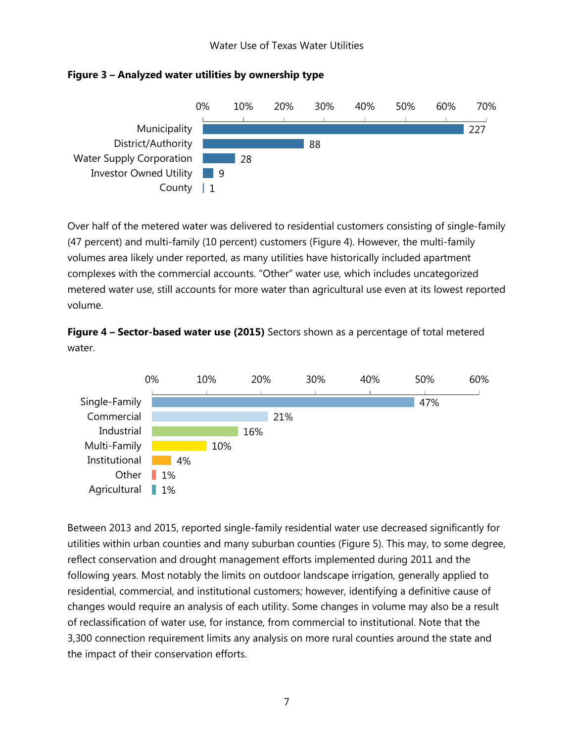**Figure 3 – Analyzed water utilities by ownership type**

| Ownership type | Number |
|---|---|
| Municipality | 227 |
| District/Authority | 88 |
| Water Supply Corporation | 28 |
| Investor Owned Utility | 9 |
| County | 1 |

Over half of the metered water was delivered to residential customers consisting of single-family (47 percent) and multi-family (10 percent) customers (Figure 4). However, the multi-family volumes area likely under reported, as many utilities have historically included apartment complexes with the commercial accounts. "Other" water use, which includes uncategorized metered water use, still accounts for more water than agricultural use even at its lowest reported volume.

**Figure 4 – Sector-based water use (2015)** Sectors shown as a percentage of total metered water.

| Sector | Percentage |
|---|---|
| Single-Family | 47% |
| Commercial | 21% |
| Industrial | 16% |
| Multi-Family | 10% |
| Institutional | 4% |
| Other | 1% |
| Agricultural | 1% |

Between 2013 and 2015, reported single-family residential water use decreased significantly for utilities within urban counties and many suburban counties (Figure 5). This may, to some degree, reflect conservation and drought management efforts implemented during 2011 and the following years. Most notably the limits on outdoor landscape irrigation, generally applied to residential, commercial, and institutional customers; however, identifying a definitive cause of changes would require an analysis of each utility. Some changes in volume may also be a result of reclassification of water use, for instance, from commercial to institutional. Note that the 3,300 connection requirement limits any analysis on more rural counties around the state and the impact of their conservation efforts.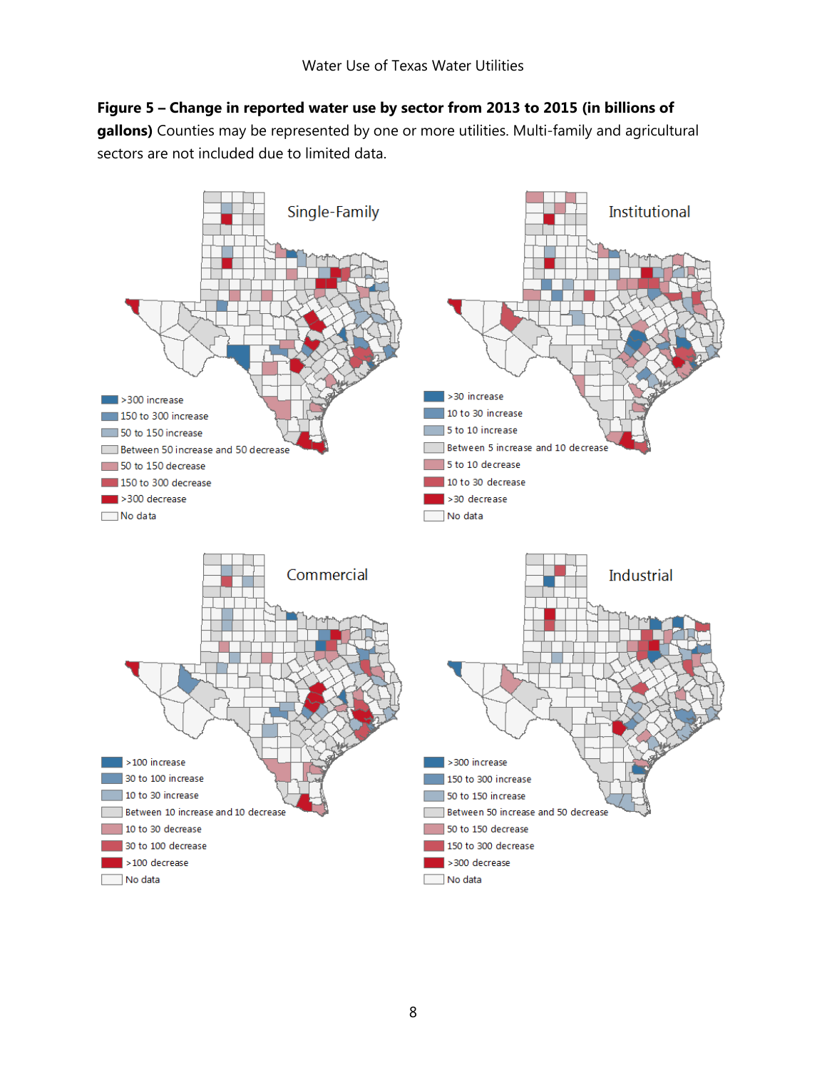**Figure 5 – Change in reported water use by sector from 2013 to 2015 (in billions of gallons)** Counties may be represented by one or more utilities. Multi-family and agricultural sectors are not included due to limited data.

Single-Family

- >300 increase
- 150 to 300 increase
- 50 to 150 increase
- Between 50 increase and 50 decrease
- 50 to 150 decrease
- 150 to 300 decrease
- >300 decrease
- No data

Institutional

- >30 increase
- 10 to 30 increase
- 5 to 10 increase
- Between 5 increase and 10 decrease
- 5 to 10 decrease
- 10 to 30 decrease
- >30 decrease
- No data

Commercial

- >100 increase
- 30 to 100 increase
- 10 to 30 increase
- Between 10 increase and 10 decrease
- 10 to 30 decrease
- 30 to 100 decrease
- >100 decrease
- No data

Industrial

- >300 increase
- 150 to 300 increase
- 50 to 150 increase
- Between 50 increase and 50 decrease
- 50 to 150 decrease
- 150 to 300 decrease
- >300 decrease
- No data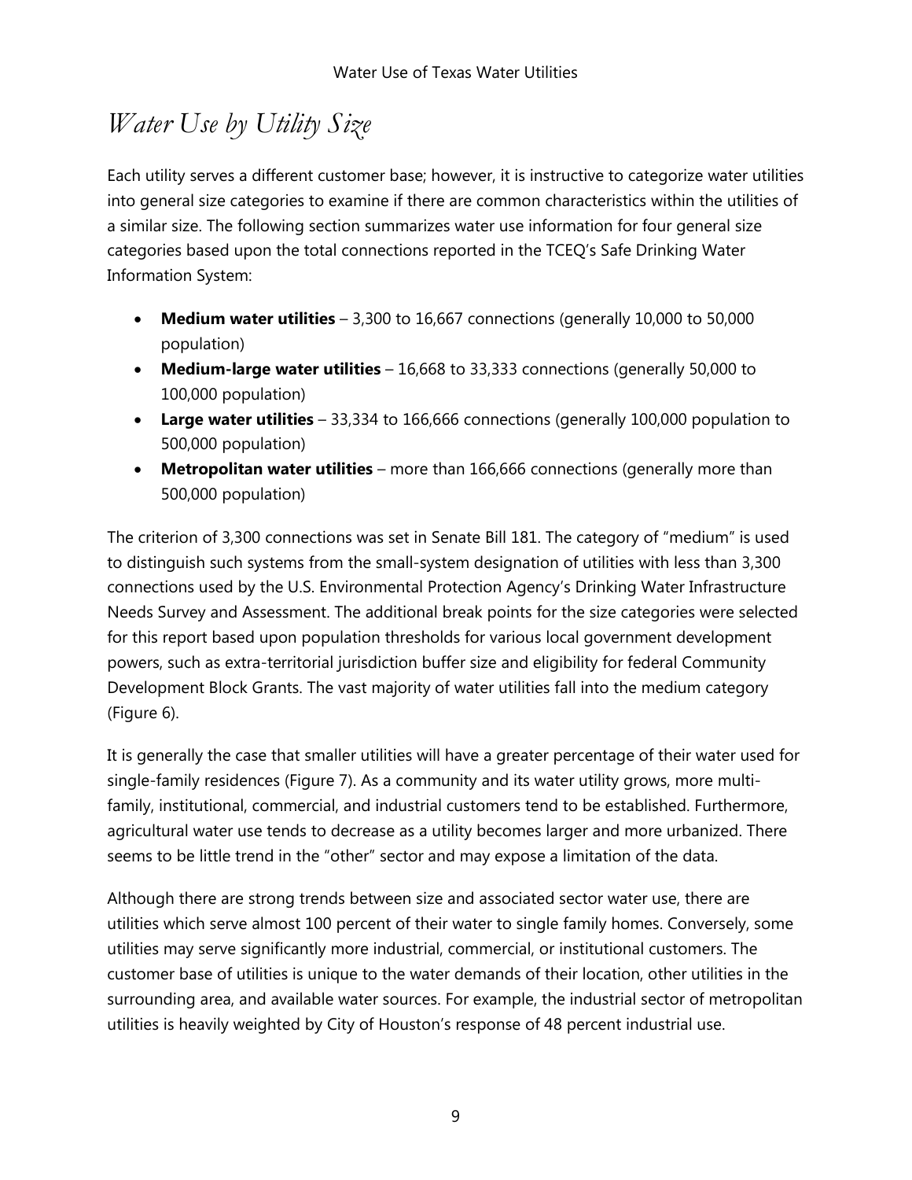# *Water Use by Utility Size*

Each utility serves a different customer base; however, it is instructive to categorize water utilities into general size categories to examine if there are common characteristics within the utilities of a similar size. The following section summarizes water use information for four general size categories based upon the total connections reported in the TCEQ's Safe Drinking Water Information System:

- **Medium water utilities** – 3,300 to 16,667 connections (generally 10,000 to 50,000 population)
- **Medium-large water utilities** – 16,668 to 33,333 connections (generally 50,000 to 100,000 population)
- **Large water utilities** – 33,334 to 166,666 connections (generally 100,000 population to 500,000 population)
- **Metropolitan water utilities** – more than 166,666 connections (generally more than 500,000 population)

The criterion of 3,300 connections was set in Senate Bill 181. The category of "medium" is used to distinguish such systems from the small-system designation of utilities with less than 3,300 connections used by the U.S. Environmental Protection Agency's Drinking Water Infrastructure Needs Survey and Assessment. The additional break points for the size categories were selected for this report based upon population thresholds for various local government development powers, such as extra-territorial jurisdiction buffer size and eligibility for federal Community Development Block Grants. The vast majority of water utilities fall into the medium category (Figure 6).

It is generally the case that smaller utilities will have a greater percentage of their water used for single-family residences (Figure 7). As a community and its water utility grows, more multi-family, institutional, commercial, and industrial customers tend to be established. Furthermore, agricultural water use tends to decrease as a utility becomes larger and more urbanized. There seems to be little trend in the "other" sector and may expose a limitation of the data.

Although there are strong trends between size and associated sector water use, there are utilities which serve almost 100 percent of their water to single family homes. Conversely, some utilities may serve significantly more industrial, commercial, or institutional customers. The customer base of utilities is unique to the water demands of their location, other utilities in the surrounding area, and available water sources. For example, the industrial sector of metropolitan utilities is heavily weighted by City of Houston's response of 48 percent industrial use.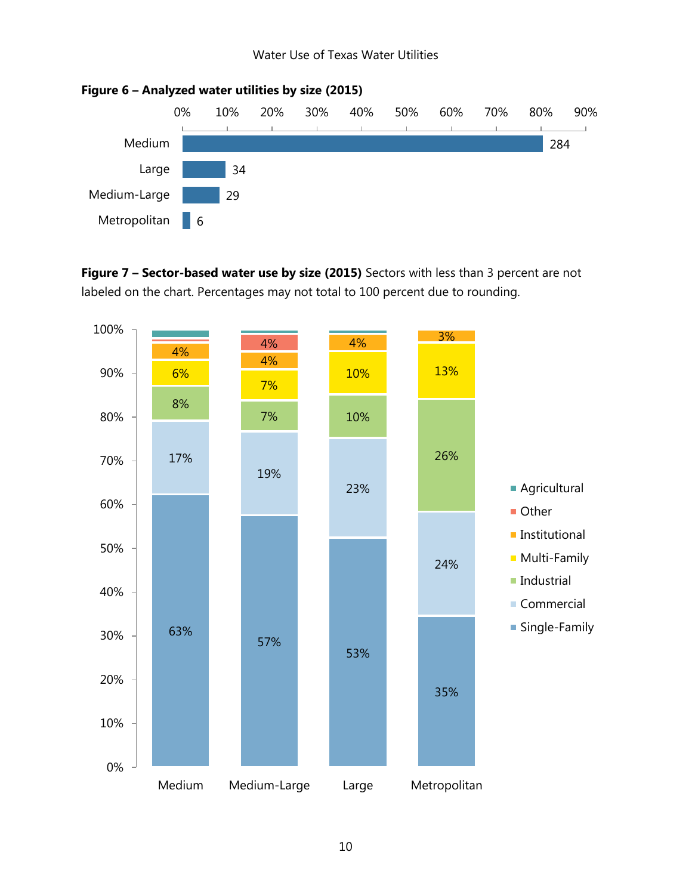**Figure 6 – Analyzed water utilities by size (2015)**

| Size | Number of utilities |
|---|---|
| Medium | 284 |
| Large | 34 |
| Medium-Large | 29 |
| Metropolitan | 6 |

**Figure 7 – Sector-based water use by size (2015)** Sectors with less than 3 percent are not labeled on the chart. Percentages may not total to 100 percent due to rounding.

| Sector | Medium | Medium-Large | Large | Metropolitan |
|---|---|---|---|---|
| Single-Family | 63% | 57% | 53% | 35% |
| Commercial | 17% | 19% | 23% | 24% |
| Industrial | 8% | 7% | 10% | 26% |
| Multi-Family | 6% | 7% | 10% | 13% |
| Institutional | 4% | 4% | 4% | 3% |
| Other | | 4% | | |
| Agricultural | | | | |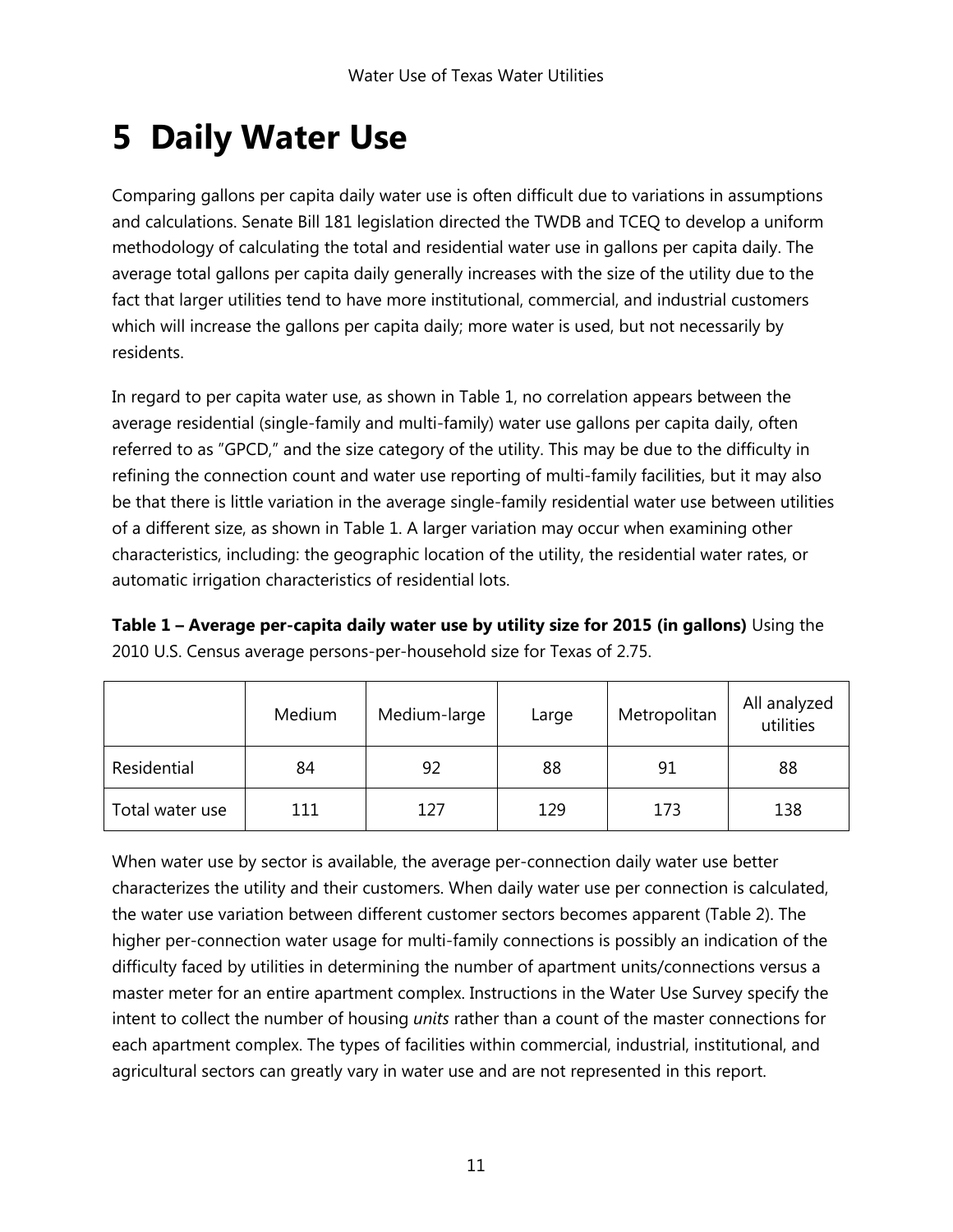# 5 Daily Water Use

Comparing gallons per capita daily water use is often difficult due to variations in assumptions and calculations. Senate Bill 181 legislation directed the TWDB and TCEQ to develop a uniform methodology of calculating the total and residential water use in gallons per capita daily. The average total gallons per capita daily generally increases with the size of the utility due to the fact that larger utilities tend to have more institutional, commercial, and industrial customers which will increase the gallons per capita daily; more water is used, but not necessarily by residents.

In regard to per capita water use, as shown in Table 1, no correlation appears between the average residential (single-family and multi-family) water use gallons per capita daily, often referred to as "GPCD," and the size category of the utility. This may be due to the difficulty in refining the connection count and water use reporting of multi-family facilities, but it may also be that there is little variation in the average single-family residential water use between utilities of a different size, as shown in Table 1. A larger variation may occur when examining other characteristics, including: the geographic location of the utility, the residential water rates, or automatic irrigation characteristics of residential lots.

**Table 1 – Average per-capita daily water use by utility size for 2015 (in gallons)** Using the 2010 U.S. Census average persons-per-household size for Texas of 2.75.

| | Medium | Medium-large | Large | Metropolitan | All analyzed utilities |
|---|---|---|---|---|---|
| Residential | 84 | 92 | 88 | 91 | 88 |
| Total water use | 111 | 127 | 129 | 173 | 138 |

When water use by sector is available, the average per-connection daily water use better characterizes the utility and their customers. When daily water use per connection is calculated, the water use variation between different customer sectors becomes apparent (Table 2). The higher per-connection water usage for multi-family connections is possibly an indication of the difficulty faced by utilities in determining the number of apartment units/connections versus a master meter for an entire apartment complex. Instructions in the Water Use Survey specify the intent to collect the number of housing *units* rather than a count of the master connections for each apartment complex. The types of facilities within commercial, industrial, institutional, and agricultural sectors can greatly vary in water use and are not represented in this report.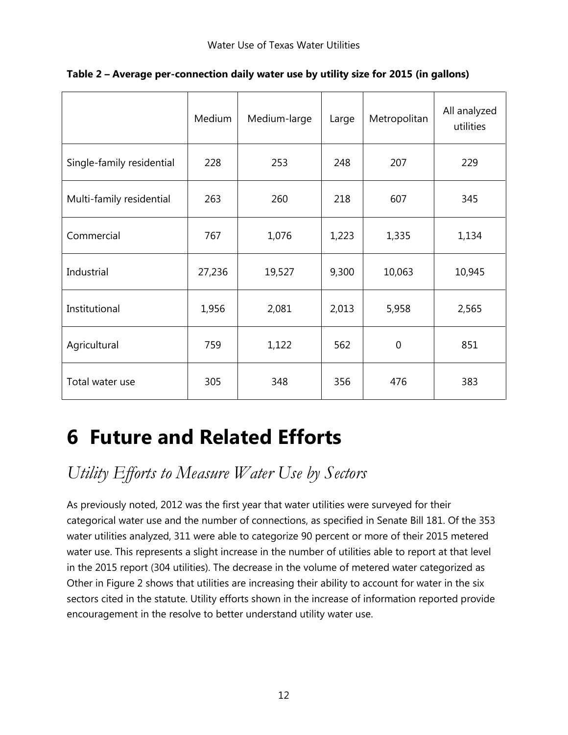**Table 2 – Average per-connection daily water use by utility size for 2015 (in gallons)**

| | Medium | Medium-large | Large | Metropolitan | All analyzed utilities |
|---|---|---|---|---|---|
| Single-family residential | 228 | 253 | 248 | 207 | 229 |
| Multi-family residential | 263 | 260 | 218 | 607 | 345 |
| Commercial | 767 | 1,076 | 1,223 | 1,335 | 1,134 |
| Industrial | 27,236 | 19,527 | 9,300 | 10,063 | 10,945 |
| Institutional | 1,956 | 2,081 | 2,013 | 5,958 | 2,565 |
| Agricultural | 759 | 1,122 | 562 | 0 | 851 |
| Total water use | 305 | 348 | 356 | 476 | 383 |

# 6 Future and Related Efforts

## *Utility Efforts to Measure Water Use by Sectors*

As previously noted, 2012 was the first year that water utilities were surveyed for their categorical water use and the number of connections, as specified in Senate Bill 181. Of the 353 water utilities analyzed, 311 were able to categorize 90 percent or more of their 2015 metered water use. This represents a slight increase in the number of utilities able to report at that level in the 2015 report (304 utilities). The decrease in the volume of metered water categorized as Other in Figure 2 shows that utilities are increasing their ability to account for water in the six sectors cited in the statute. Utility efforts shown in the increase of information reported provide encouragement in the resolve to better understand utility water use.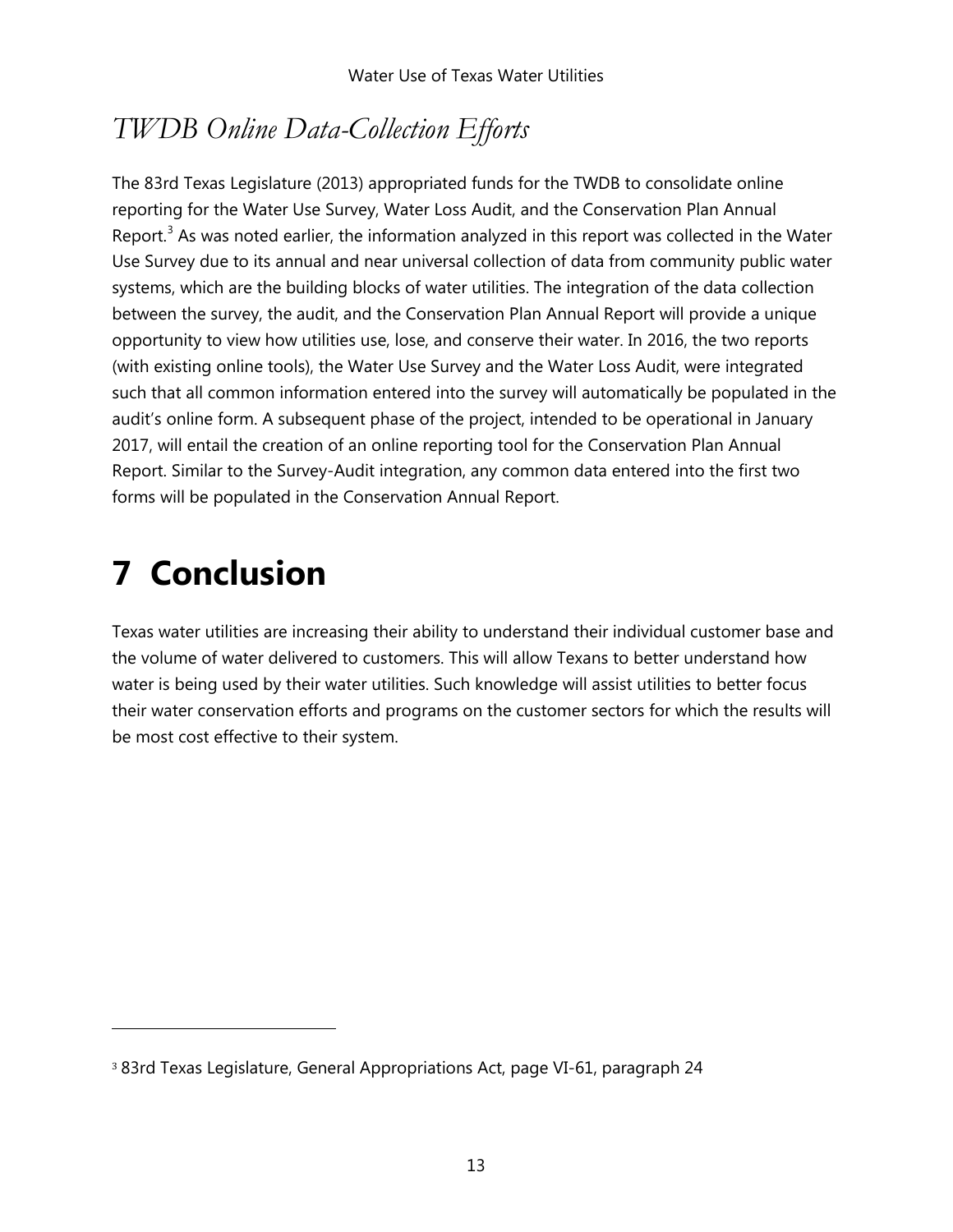## *TWDB Online Data-Collection Efforts*

The 83rd Texas Legislature (2013) appropriated funds for the TWDB to consolidate online reporting for the Water Use Survey, Water Loss Audit, and the Conservation Plan Annual Report.[3] As was noted earlier, the information analyzed in this report was collected in the Water Use Survey due to its annual and near universal collection of data from community public water systems, which are the building blocks of water utilities. The integration of the data collection between the survey, the audit, and the Conservation Plan Annual Report will provide a unique opportunity to view how utilities use, lose, and conserve their water. In 2016, the two reports (with existing online tools), the Water Use Survey and the Water Loss Audit, were integrated such that all common information entered into the survey will automatically be populated in the audit's online form. A subsequent phase of the project, intended to be operational in January 2017, will entail the creation of an online reporting tool for the Conservation Plan Annual Report. Similar to the Survey-Audit integration, any common data entered into the first two forms will be populated in the Conservation Annual Report.

# 7 Conclusion

Texas water utilities are increasing their ability to understand their individual customer base and the volume of water delivered to customers. This will allow Texans to better understand how water is being used by their water utilities. Such knowledge will assist utilities to better focus their water conservation efforts and programs on the customer sectors for which the results will be most cost effective to their system.

[3] 83rd Texas Legislature, General Appropriations Act, page VI-61, paragraph 24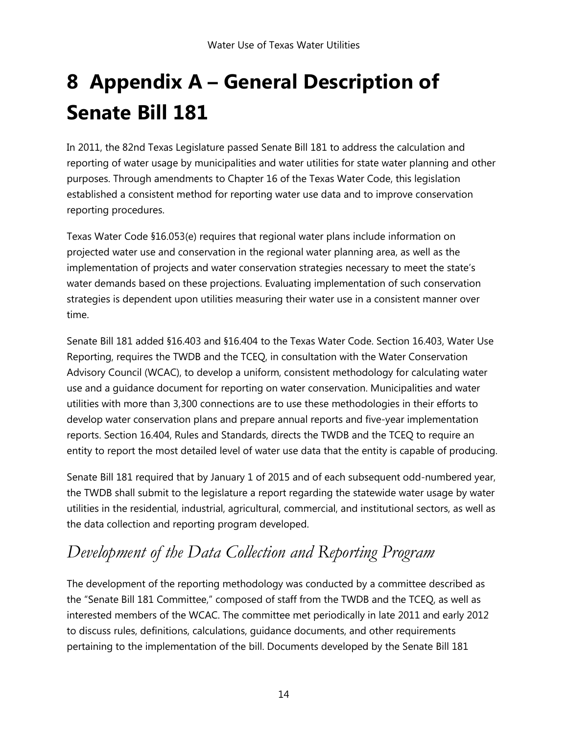# 8 Appendix A – General Description of Senate Bill 181

In 2011, the 82nd Texas Legislature passed Senate Bill 181 to address the calculation and reporting of water usage by municipalities and water utilities for state water planning and other purposes. Through amendments to Chapter 16 of the Texas Water Code, this legislation established a consistent method for reporting water use data and to improve conservation reporting procedures.

Texas Water Code §16.053(e) requires that regional water plans include information on projected water use and conservation in the regional water planning area, as well as the implementation of projects and water conservation strategies necessary to meet the state's water demands based on these projections. Evaluating implementation of such conservation strategies is dependent upon utilities measuring their water use in a consistent manner over time.

Senate Bill 181 added §16.403 and §16.404 to the Texas Water Code. Section 16.403, Water Use Reporting, requires the TWDB and the TCEQ, in consultation with the Water Conservation Advisory Council (WCAC), to develop a uniform, consistent methodology for calculating water use and a guidance document for reporting on water conservation. Municipalities and water utilities with more than 3,300 connections are to use these methodologies in their efforts to develop water conservation plans and prepare annual reports and five-year implementation reports. Section 16.404, Rules and Standards, directs the TWDB and the TCEQ to require an entity to report the most detailed level of water use data that the entity is capable of producing.

Senate Bill 181 required that by January 1 of 2015 and of each subsequent odd-numbered year, the TWDB shall submit to the legislature a report regarding the statewide water usage by water utilities in the residential, industrial, agricultural, commercial, and institutional sectors, as well as the data collection and reporting program developed.

## *Development of the Data Collection and Reporting Program*

The development of the reporting methodology was conducted by a committee described as the "Senate Bill 181 Committee," composed of staff from the TWDB and the TCEQ, as well as interested members of the WCAC. The committee met periodically in late 2011 and early 2012 to discuss rules, definitions, calculations, guidance documents, and other requirements pertaining to the implementation of the bill. Documents developed by the Senate Bill 181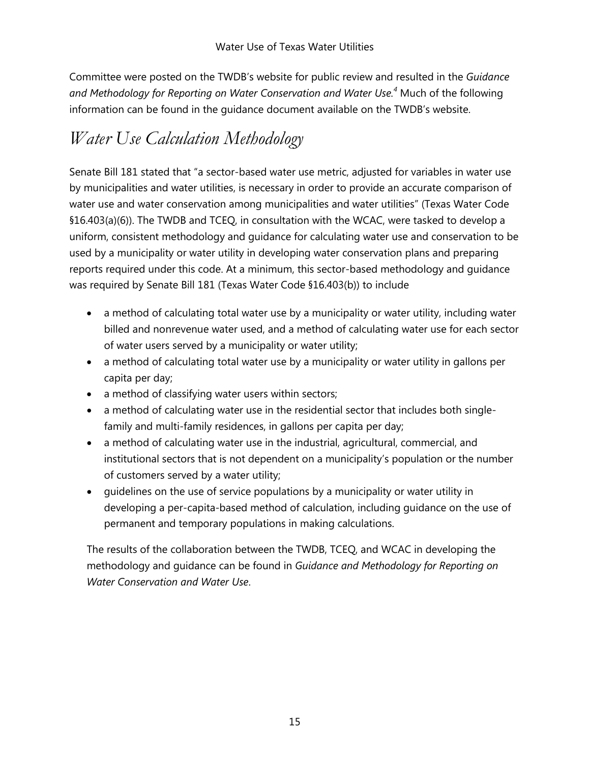Committee were posted on the TWDB's website for public review and resulted in the *Guidance and Methodology for Reporting on Water Conservation and Water Use.*[4] Much of the following information can be found in the guidance document available on the TWDB's website.

## *Water Use Calculation Methodology*

Senate Bill 181 stated that "a sector-based water use metric, adjusted for variables in water use by municipalities and water utilities, is necessary in order to provide an accurate comparison of water use and water conservation among municipalities and water utilities" (Texas Water Code §16.403(a)(6)). The TWDB and TCEQ, in consultation with the WCAC, were tasked to develop a uniform, consistent methodology and guidance for calculating water use and conservation to be used by a municipality or water utility in developing water conservation plans and preparing reports required under this code. At a minimum, this sector-based methodology and guidance was required by Senate Bill 181 (Texas Water Code §16.403(b)) to include

- a method of calculating total water use by a municipality or water utility, including water billed and nonrevenue water used, and a method of calculating water use for each sector of water users served by a municipality or water utility;
- a method of calculating total water use by a municipality or water utility in gallons per capita per day;
- a method of classifying water users within sectors;
- a method of calculating water use in the residential sector that includes both single-family and multi-family residences, in gallons per capita per day;
- a method of calculating water use in the industrial, agricultural, commercial, and institutional sectors that is not dependent on a municipality's population or the number of customers served by a water utility;
- guidelines on the use of service populations by a municipality or water utility in developing a per-capita-based method of calculation, including guidance on the use of permanent and temporary populations in making calculations.

The results of the collaboration between the TWDB, TCEQ, and WCAC in developing the methodology and guidance can be found in *Guidance and Methodology for Reporting on Water Conservation and Water Use*.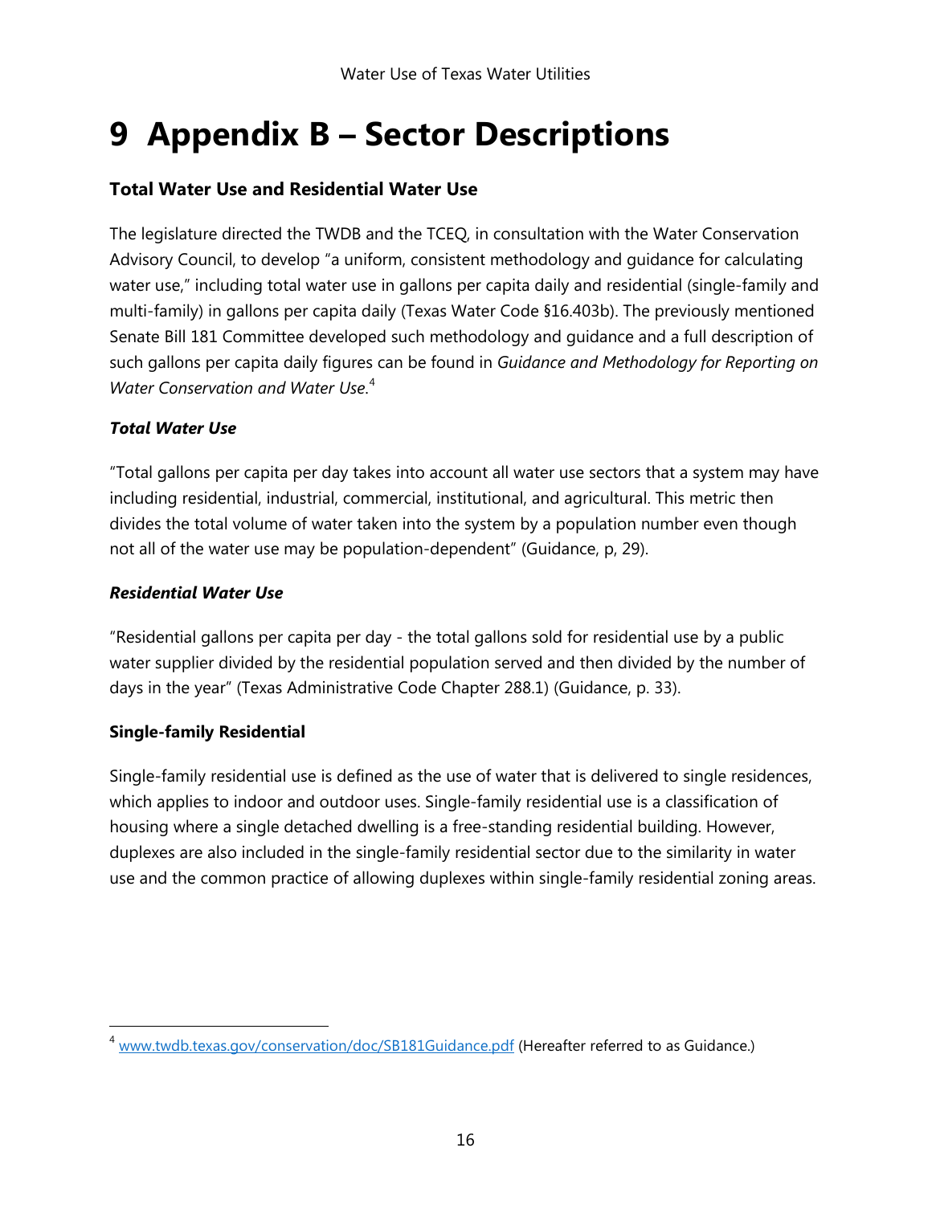# 9 Appendix B – Sector Descriptions

### Total Water Use and Residential Water Use

The legislature directed the TWDB and the TCEQ, in consultation with the Water Conservation Advisory Council, to develop "a uniform, consistent methodology and guidance for calculating water use," including total water use in gallons per capita daily and residential (single-family and multi-family) in gallons per capita daily (Texas Water Code §16.403b). The previously mentioned Senate Bill 181 Committee developed such methodology and guidance and a full description of such gallons per capita daily figures can be found in *Guidance and Methodology for Reporting on Water Conservation and Water Use.*[4]

#### *Total Water Use*

"Total gallons per capita per day takes into account all water use sectors that a system may have including residential, industrial, commercial, institutional, and agricultural. This metric then divides the total volume of water taken into the system by a population number even though not all of the water use may be population-dependent" (Guidance, p, 29).

#### *Residential Water Use*

"Residential gallons per capita per day - the total gallons sold for residential use by a public water supplier divided by the residential population served and then divided by the number of days in the year" (Texas Administrative Code Chapter 288.1) (Guidance, p. 33).

### Single-family Residential

Single-family residential use is defined as the use of water that is delivered to single residences, which applies to indoor and outdoor uses. Single-family residential use is a classification of housing where a single detached dwelling is a free-standing residential building. However, duplexes are also included in the single-family residential sector due to the similarity in water use and the common practice of allowing duplexes within single-family residential zoning areas.

---

[4] www.twdb.texas.gov/conservation/doc/SB181Guidance.pdf (Hereafter referred to as Guidance.)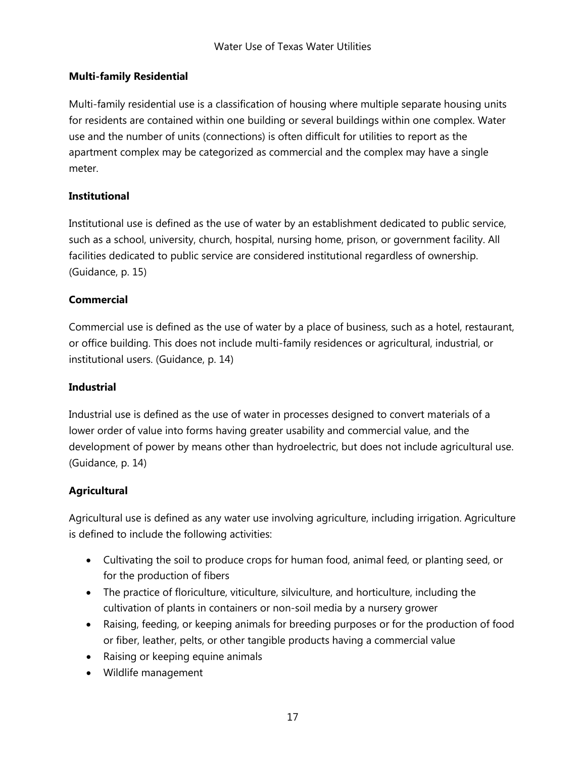### Multi-family Residential

Multi-family residential use is a classification of housing where multiple separate housing units for residents are contained within one building or several buildings within one complex. Water use and the number of units (connections) is often difficult for utilities to report as the apartment complex may be categorized as commercial and the complex may have a single meter.

### Institutional

Institutional use is defined as the use of water by an establishment dedicated to public service, such as a school, university, church, hospital, nursing home, prison, or government facility. All facilities dedicated to public service are considered institutional regardless of ownership. (Guidance, p. 15)

### Commercial

Commercial use is defined as the use of water by a place of business, such as a hotel, restaurant, or office building. This does not include multi-family residences or agricultural, industrial, or institutional users. (Guidance, p. 14)

### Industrial

Industrial use is defined as the use of water in processes designed to convert materials of a lower order of value into forms having greater usability and commercial value, and the development of power by means other than hydroelectric, but does not include agricultural use. (Guidance, p. 14)

### Agricultural

Agricultural use is defined as any water use involving agriculture, including irrigation. Agriculture is defined to include the following activities:

- Cultivating the soil to produce crops for human food, animal feed, or planting seed, or for the production of fibers
- The practice of floriculture, viticulture, silviculture, and horticulture, including the cultivation of plants in containers or non-soil media by a nursery grower
- Raising, feeding, or keeping animals for breeding purposes or for the production of food or fiber, leather, pelts, or other tangible products having a commercial value
- Raising or keeping equine animals
- Wildlife management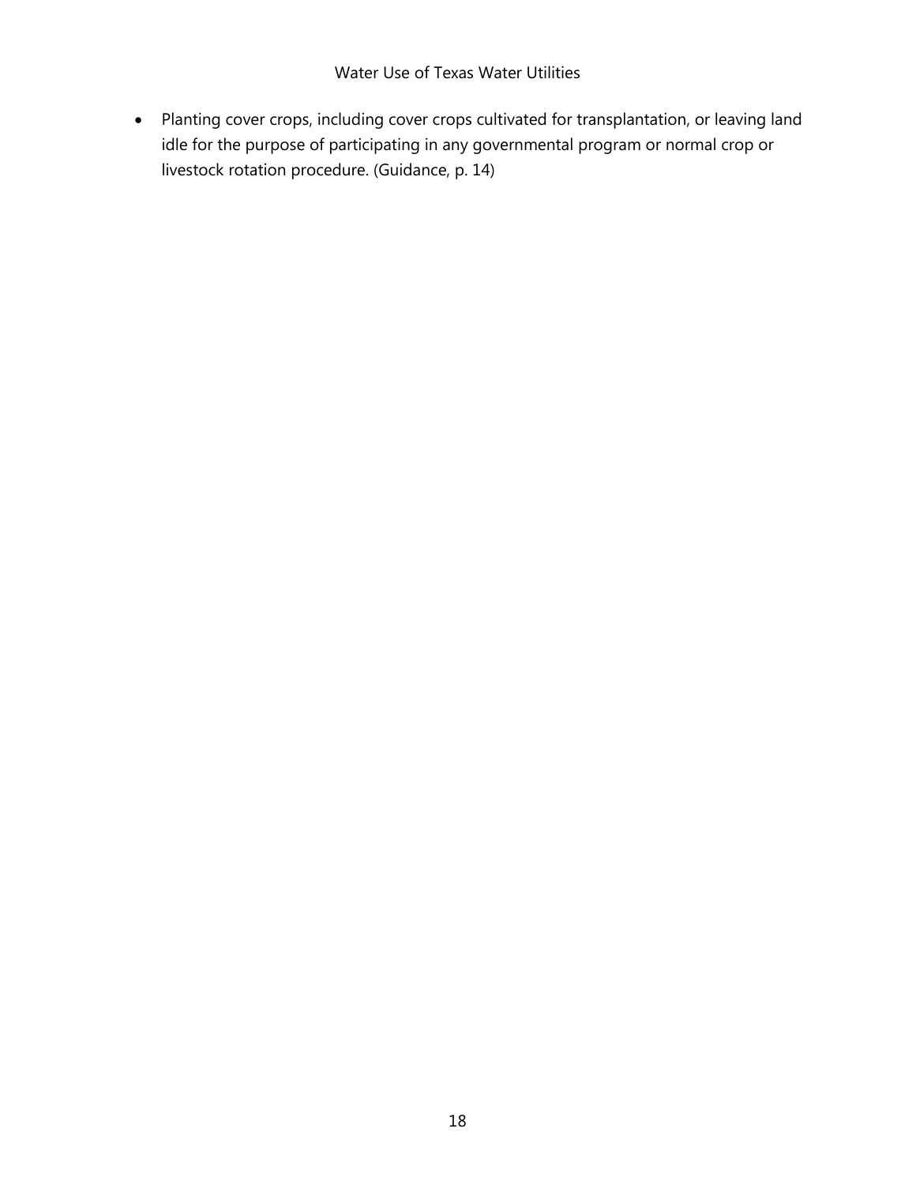- Planting cover crops, including cover crops cultivated for transplantation, or leaving land idle for the purpose of participating in any governmental program or normal crop or livestock rotation procedure. (Guidance, p. 14)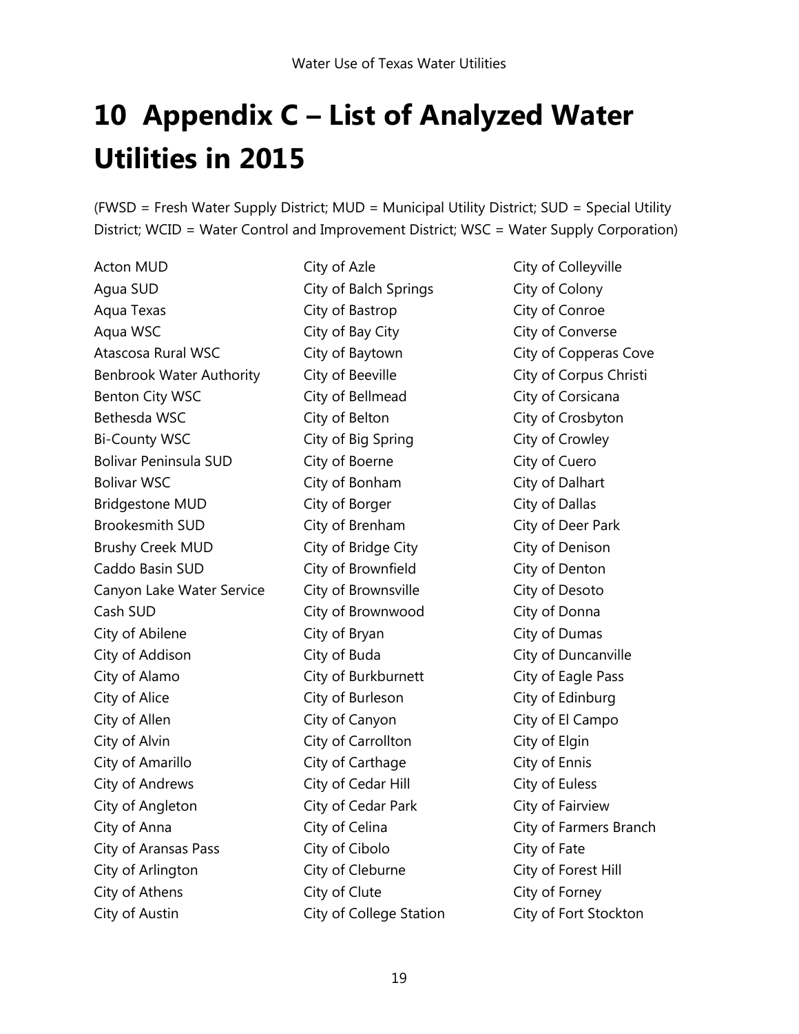# 10 Appendix C – List of Analyzed Water Utilities in 2015

(FWSD = Fresh Water Supply District; MUD = Municipal Utility District; SUD = Special Utility District; WCID = Water Control and Improvement District; WSC = Water Supply Corporation)

Acton MUD
Agua SUD
Aqua Texas
Aqua WSC
Atascosa Rural WSC
Benbrook Water Authority
Benton City WSC
Bethesda WSC
Bi-County WSC
Bolivar Peninsula SUD
Bolivar WSC
Bridgestone MUD
Brookesmith SUD
Brushy Creek MUD
Caddo Basin SUD
Canyon Lake Water Service
Cash SUD
City of Abilene
City of Addison
City of Alamo
City of Alice
City of Allen
City of Alvin
City of Amarillo
City of Andrews
City of Angleton
City of Anna
City of Aransas Pass
City of Arlington
City of Athens
City of Austin
City of Azle
City of Balch Springs
City of Bastrop
City of Bay City
City of Baytown
City of Beeville
City of Bellmead
City of Belton
City of Big Spring
City of Boerne
City of Bonham
City of Borger
City of Brenham
City of Bridge City
City of Brownfield
City of Brownsville
City of Brownwood
City of Bryan
City of Buda
City of Burkburnett
City of Burleson
City of Canyon
City of Carrollton
City of Carthage
City of Cedar Hill
City of Cedar Park
City of Celina
City of Cibolo
City of Cleburne
City of Clute
City of College Station
City of Colleyville
City of Colony
City of Conroe
City of Converse
City of Copperas Cove
City of Corpus Christi
City of Corsicana
City of Crosbyton
City of Crowley
City of Cuero
City of Dalhart
City of Dallas
City of Deer Park
City of Denison
City of Denton
City of Desoto
City of Donna
City of Dumas
City of Duncanville
City of Eagle Pass
City of Edinburg
City of El Campo
City of Elgin
City of Ennis
City of Euless
City of Fairview
City of Farmers Branch
City of Fate
City of Forest Hill
City of Forney
City of Fort Stockton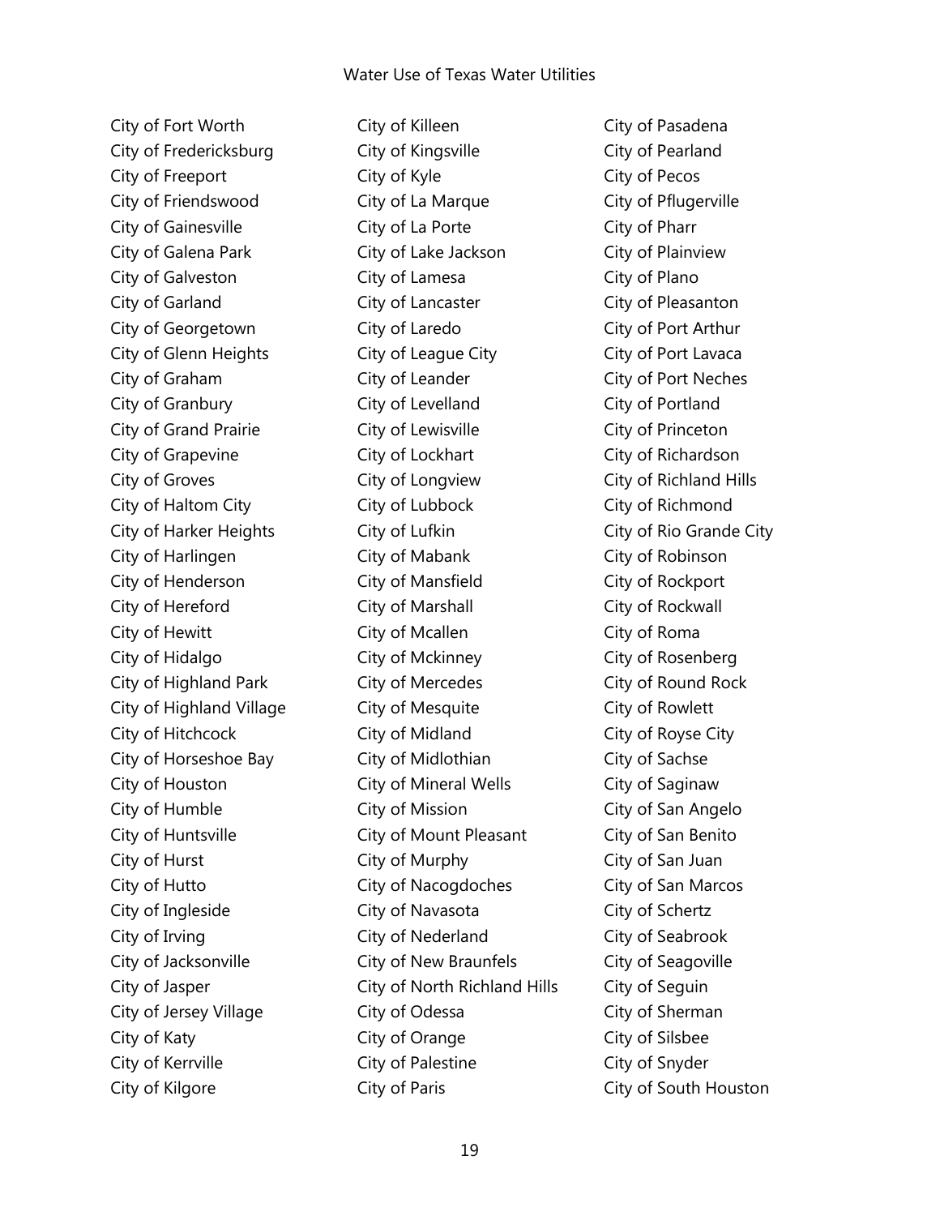City of Fort Worth
City of Fredericksburg
City of Freeport
City of Friendswood
City of Gainesville
City of Galena Park
City of Galveston
City of Garland
City of Georgetown
City of Glenn Heights
City of Graham
City of Granbury
City of Grand Prairie
City of Grapevine
City of Groves
City of Haltom City
City of Harker Heights
City of Harlingen
City of Henderson
City of Hereford
City of Hewitt
City of Hidalgo
City of Highland Park
City of Highland Village
City of Hitchcock
City of Horseshoe Bay
City of Houston
City of Humble
City of Huntsville
City of Hurst
City of Hutto
City of Ingleside
City of Irving
City of Jacksonville
City of Jasper
City of Jersey Village
City of Katy
City of Kerrville
City of Kilgore
City of Killeen
City of Kingsville
City of Kyle
City of La Marque
City of La Porte
City of Lake Jackson
City of Lamesa
City of Lancaster
City of Laredo
City of League City
City of Leander
City of Levelland
City of Lewisville
City of Lockhart
City of Longview
City of Lubbock
City of Lufkin
City of Mabank
City of Mansfield
City of Marshall
City of Mcallen
City of Mckinney
City of Mercedes
City of Mesquite
City of Midland
City of Midlothian
City of Mineral Wells
City of Mission
City of Mount Pleasant
City of Murphy
City of Nacogdoches
City of Navasota
City of Nederland
City of New Braunfels
City of North Richland Hills
City of Odessa
City of Orange
City of Palestine
City of Paris
City of Pasadena
City of Pearland
City of Pecos
City of Pflugerville
City of Pharr
City of Plainview
City of Plano
City of Pleasanton
City of Port Arthur
City of Port Lavaca
City of Port Neches
City of Portland
City of Princeton
City of Richardson
City of Richland Hills
City of Richmond
City of Rio Grande City
City of Robinson
City of Rockport
City of Rockwall
City of Roma
City of Rosenberg
City of Round Rock
City of Rowlett
City of Royse City
City of Sachse
City of Saginaw
City of San Angelo
City of San Benito
City of San Juan
City of San Marcos
City of Schertz
City of Seabrook
City of Seagoville
City of Seguin
City of Sherman
City of Silsbee
City of Snyder
City of South Houston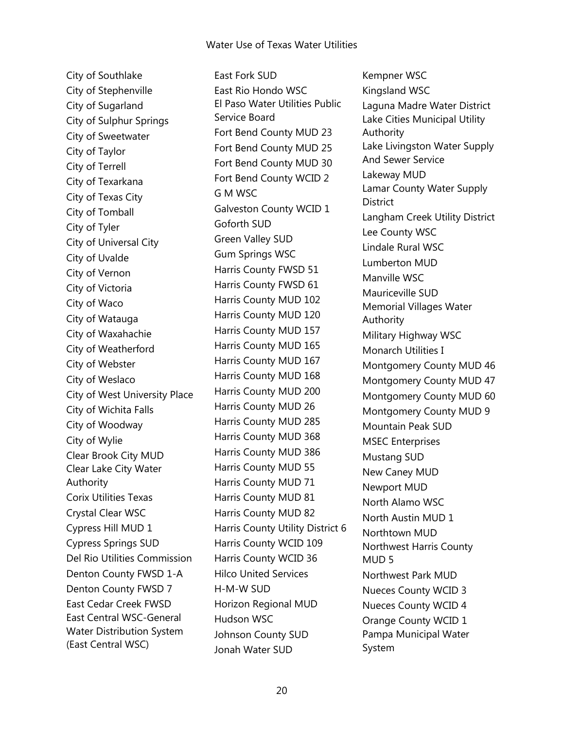City of Southlake
City of Stephenville
City of Sugarland
City of Sulphur Springs
City of Sweetwater
City of Taylor
City of Terrell
City of Texarkana
City of Texas City
City of Tomball
City of Tyler
City of Universal City
City of Uvalde
City of Vernon
City of Victoria
City of Waco
City of Watauga
City of Waxahachie
City of Weatherford
City of Webster
City of Weslaco
City of West University Place
City of Wichita Falls
City of Woodway
City of Wylie
Clear Brook City MUD
Clear Lake City Water Authority
Corix Utilities Texas
Crystal Clear WSC
Cypress Hill MUD 1
Cypress Springs SUD
Del Rio Utilities Commission
Denton County FWSD 1-A
Denton County FWSD 7
East Cedar Creek FWSD
East Central WSC-General Water Distribution System (East Central WSC)
East Fork SUD
East Rio Hondo WSC
El Paso Water Utilities Public Service Board
Fort Bend County MUD 23
Fort Bend County MUD 25
Fort Bend County MUD 30
Fort Bend County WCID 2
G M WSC
Galveston County WCID 1
Goforth SUD
Green Valley SUD
Gum Springs WSC
Harris County FWSD 51
Harris County FWSD 61
Harris County MUD 102
Harris County MUD 120
Harris County MUD 157
Harris County MUD 165
Harris County MUD 167
Harris County MUD 168
Harris County MUD 200
Harris County MUD 26
Harris County MUD 285
Harris County MUD 368
Harris County MUD 386
Harris County MUD 55
Harris County MUD 71
Harris County MUD 81
Harris County MUD 82
Harris County Utility District 6
Harris County WCID 109
Harris County WCID 36
Hilco United Services
H-M-W SUD
Horizon Regional MUD
Hudson WSC
Johnson County SUD
Jonah Water SUD
Kempner WSC
Kingsland WSC
Laguna Madre Water District
Lake Cities Municipal Utility Authority
Lake Livingston Water Supply And Sewer Service
Lakeway MUD
Lamar County Water Supply District
Langham Creek Utility District
Lee County WSC
Lindale Rural WSC
Lumberton MUD
Manville WSC
Mauriceville SUD
Memorial Villages Water Authority
Military Highway WSC
Monarch Utilities I
Montgomery County MUD 46
Montgomery County MUD 47
Montgomery County MUD 60
Montgomery County MUD 9
Mountain Peak SUD
MSEC Enterprises
Mustang SUD
New Caney MUD
Newport MUD
North Alamo WSC
North Austin MUD 1
Northtown MUD
Northwest Harris County MUD 5
Northwest Park MUD
Nueces County WCID 3
Nueces County WCID 4
Orange County WCID 1
Pampa Municipal Water System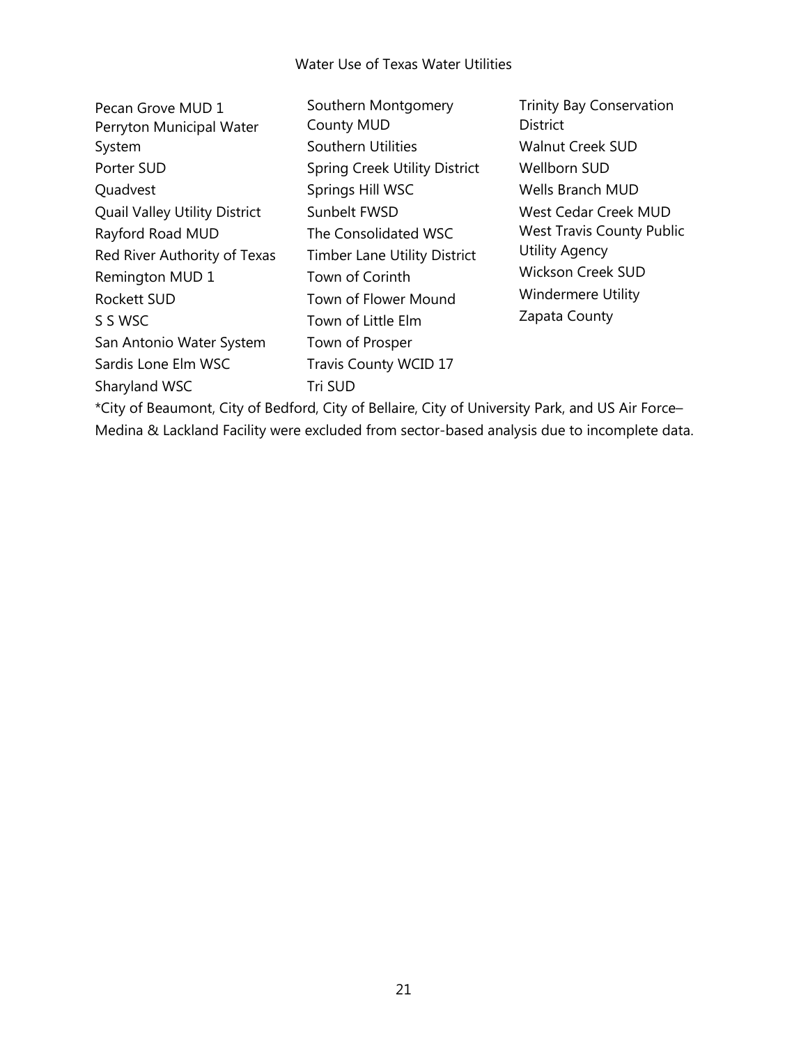Pecan Grove MUD 1
Perryton Municipal Water System
Porter SUD
Quadvest
Quail Valley Utility District
Rayford Road MUD
Red River Authority of Texas
Remington MUD 1
Rockett SUD
S S WSC
San Antonio Water System
Sardis Lone Elm WSC
Sharyland WSC
Southern Montgomery County MUD
Southern Utilities
Spring Creek Utility District
Springs Hill WSC
Sunbelt FWSD
The Consolidated WSC
Timber Lane Utility District
Town of Corinth
Town of Flower Mound
Town of Little Elm
Town of Prosper
Travis County WCID 17
Tri SUD
Trinity Bay Conservation District
Walnut Creek SUD
Wellborn SUD
Wells Branch MUD
West Cedar Creek MUD
West Travis County Public Utility Agency
Wickson Creek SUD
Windermere Utility
Zapata County

*City of Beaumont, City of Bedford, City of Bellaire, City of University Park, and US Air Force–Medina & Lackland Facility were excluded from sector-based analysis due to incomplete data.